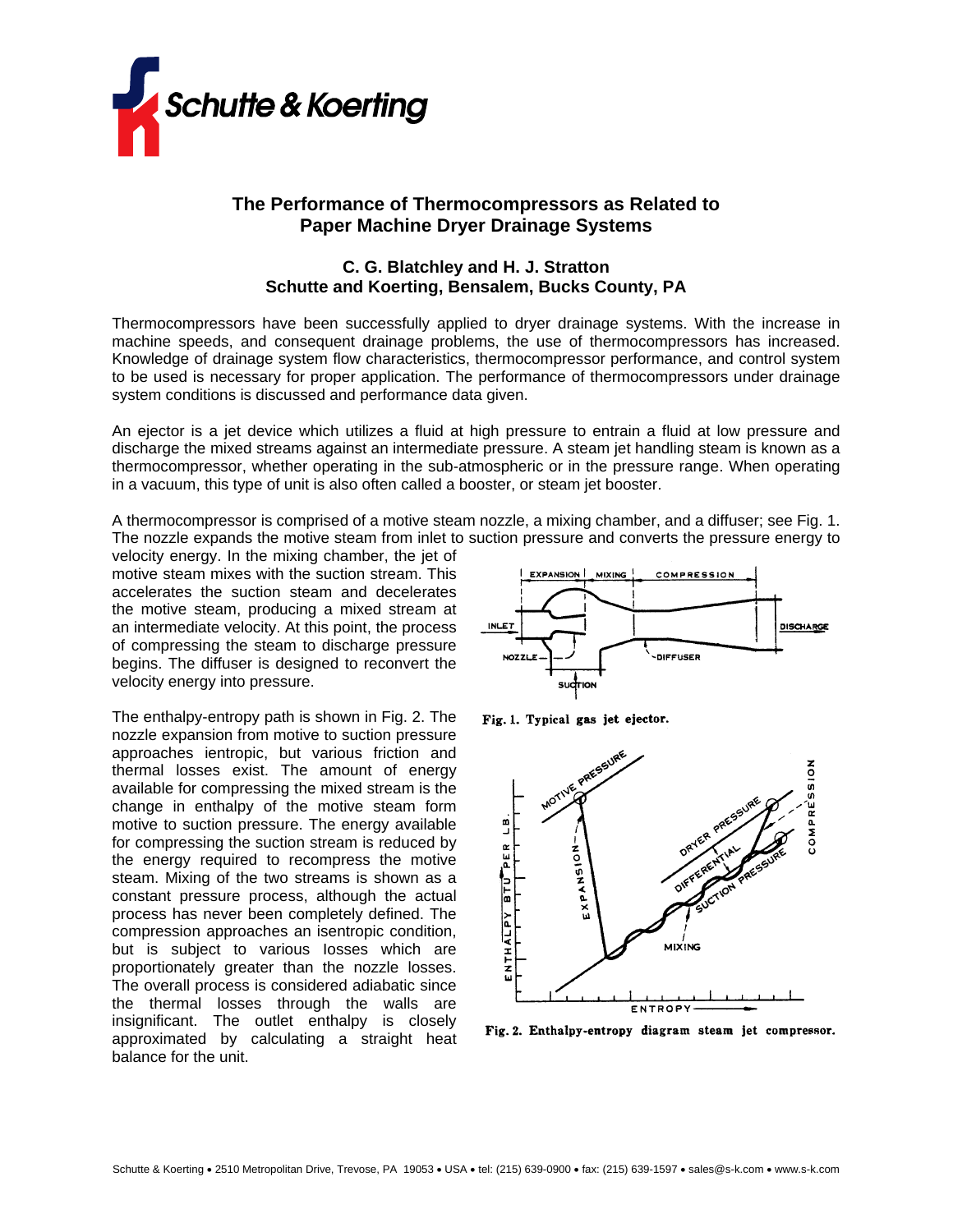# The Performance of Thermocompressors as Related to Paper Machine Dryer Drainage Systems

**C. G. Blatchley and H. J. Stratton**
**Schutte and Koerting, Bensalem, Bucks County, PA**

Thermocompressors have been successfully applied to dryer drainage systems. With the increase in machine speeds, and consequent drainage problems, the use of thermocompressors has increased. Knowledge of drainage system flow characteristics, thermocompressor performance, and control system to be used is necessary for proper application. The performance of thermocompressors under drainage system conditions is discussed and performance data given.

An ejector is a jet device which utilizes a fluid at high pressure to entrain a fluid at low pressure and discharge the mixed streams against an intermediate pressure. A steam jet handling steam is known as a thermocompressor, whether operating in the sub-atmospheric or in the pressure range. When operating in a vacuum, this type of unit is also often called a booster, or steam jet booster.

A thermocompressor is comprised of a motive steam nozzle, a mixing chamber, and a diffuser; see Fig. 1. The nozzle expands the motive steam from inlet to suction pressure and converts the pressure energy to velocity energy. In the mixing chamber, the jet of motive steam mixes with the suction stream. This accelerates the suction steam and decelerates the motive steam, producing a mixed stream at an intermediate velocity. At this point, the process of compressing the steam to discharge pressure begins. The diffuser is designed to reconvert the velocity energy into pressure.

Fig. 1. Typical gas jet ejector.

The enthalpy-entropy path is shown in Fig. 2. The nozzle expansion from motive to suction pressure approaches ientropic, but various friction and thermal losses exist. The amount of energy available for compressing the mixed stream is the change in enthalpy of the motive steam form motive to suction pressure. The energy available for compressing the suction stream is reduced by the energy required to recompress the motive steam. Mixing of the two streams is shown as a constant pressure process, although the actual process has never been completely defined. The compression approaches an isentropic condition, but is subject to various losses which are proportionately greater than the nozzle losses. The overall process is considered adiabatic since the thermal losses through the walls are insignificant. The outlet enthalpy is closely approximated by calculating a straight heat balance for the unit.

Fig. 2. Enthalpy-entropy diagram steam jet compressor.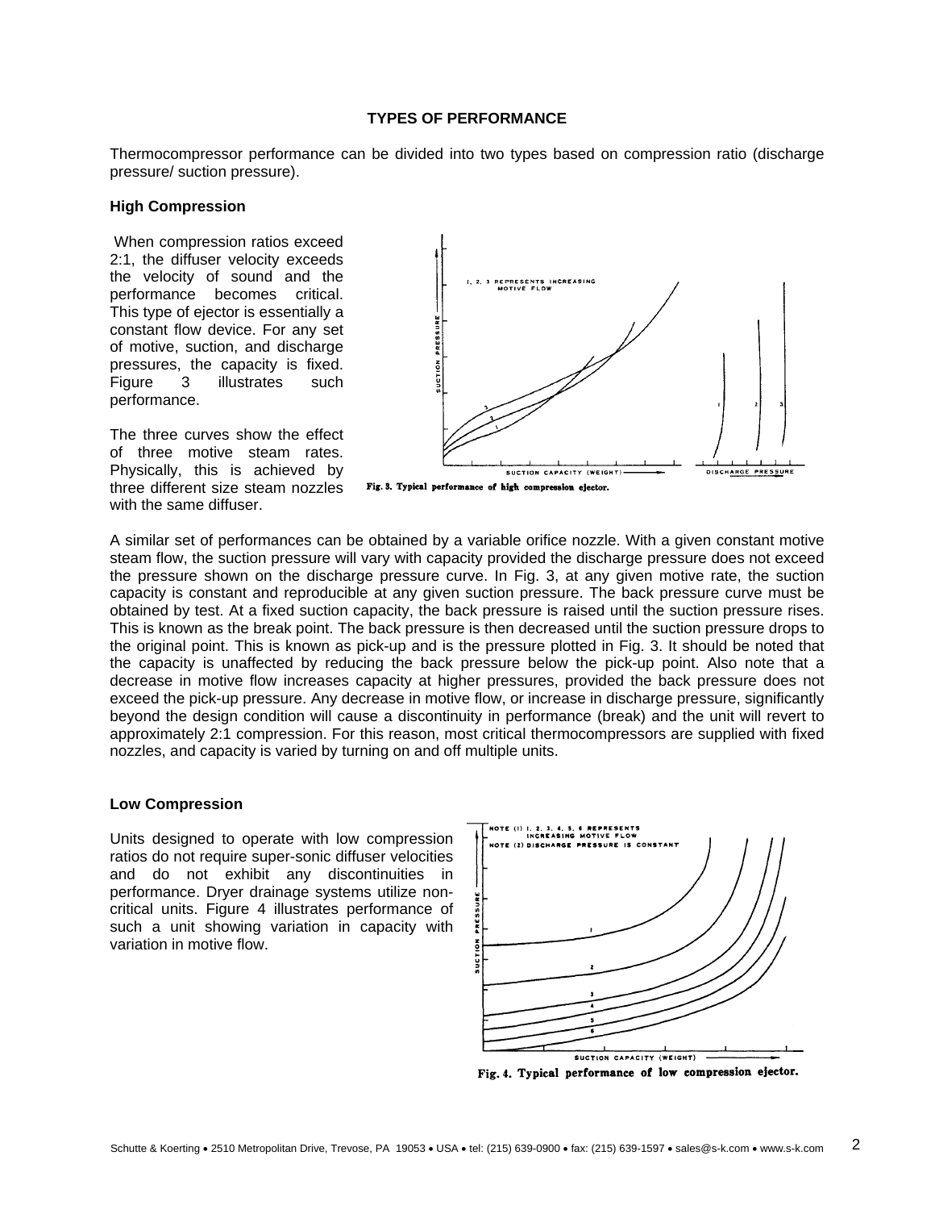## TYPES OF PERFORMANCE

Thermocompressor performance can be divided into two types based on compression ratio (discharge pressure/ suction pressure).

### High Compression

When compression ratios exceed 2:1, the diffuser velocity exceeds the velocity of sound and the performance becomes critical. This type of ejector is essentially a constant flow device. For any set of motive, suction, and discharge pressures, the capacity is fixed. Figure 3 illustrates such performance.

The three curves show the effect of three motive steam rates. Physically, this is achieved by three different size steam nozzles with the same diffuser.

Fig. 3. Typical performance of high compression ejector.

A similar set of performances can be obtained by a variable orifice nozzle. With a given constant motive steam flow, the suction pressure will vary with capacity provided the discharge pressure does not exceed the pressure shown on the discharge pressure curve. In Fig. 3, at any given motive rate, the suction capacity is constant and reproducible at any given suction pressure. The back pressure curve must be obtained by test. At a fixed suction capacity, the back pressure is raised until the suction pressure rises. This is known as the break point. The back pressure is then decreased until the suction pressure drops to the original point. This is known as pick-up and is the pressure plotted in Fig. 3. It should be noted that the capacity is unaffected by reducing the back pressure below the pick-up point. Also note that a decrease in motive flow increases capacity at higher pressures, provided the back pressure does not exceed the pick-up pressure. Any decrease in motive flow, or increase in discharge pressure, significantly beyond the design condition will cause a discontinuity in performance (break) and the unit will revert to approximately 2:1 compression. For this reason, most critical thermocompressors are supplied with fixed nozzles, and capacity is varied by turning on and off multiple units.

### Low Compression

Units designed to operate with low compression ratios do not require super-sonic diffuser velocities and do not exhibit any discontinuities in performance. Dryer drainage systems utilize non-critical units. Figure 4 illustrates performance of such a unit showing variation in capacity with variation in motive flow.

Fig. 4. Typical performance of low compression ejector.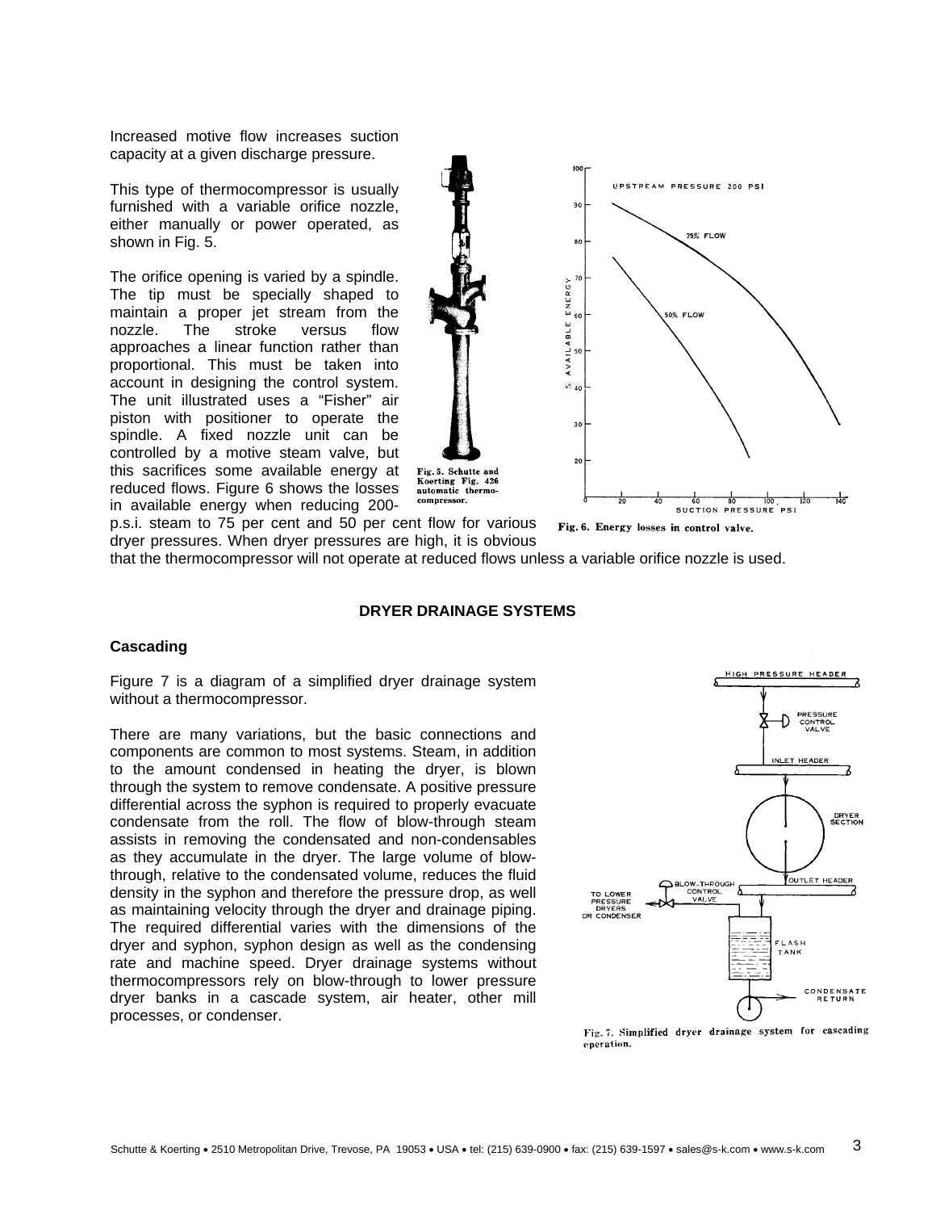Increased motive flow increases suction capacity at a given discharge pressure.

This type of thermocompressor is usually furnished with a variable orifice nozzle, either manually or power operated, as shown in Fig. 5.

The orifice opening is varied by a spindle. The tip must be specially shaped to maintain a proper jet stream from the nozzle. The stroke versus flow approaches a linear function rather than proportional. This must be taken into account in designing the control system. The unit illustrated uses a "Fisher" air piston with positioner to operate the spindle. A fixed nozzle unit can be controlled by a motive steam valve, but this sacrifices some available energy at reduced flows. Figure 6 shows the losses in available energy when reducing 200-p.s.i. steam to 75 per cent and 50 per cent flow for various dryer pressures. When dryer pressures are high, it is obvious that the thermocompressor will not operate at reduced flows unless a variable orifice nozzle is used.

Fig. 5. Schutte and Koerting Fig. 426 automatic thermo-compressor.

Fig. 6. Energy losses in control valve.

## DRYER DRAINAGE SYSTEMS

### Cascading

Figure 7 is a diagram of a simplified dryer drainage system without a thermocompressor.

There are many variations, but the basic connections and components are common to most systems. Steam, in addition to the amount condensed in heating the dryer, is blown through the system to remove condensate. A positive pressure differential across the syphon is required to properly evacuate condensate from the roll. The flow of blow-through steam assists in removing the condensated and non-condensables as they accumulate in the dryer. The large volume of blow-through, relative to the condensated volume, reduces the fluid density in the syphon and therefore the pressure drop, as well as maintaining velocity through the dryer and drainage piping. The required differential varies with the dimensions of the dryer and syphon, syphon design as well as the condensing rate and machine speed. Dryer drainage systems without thermocompressors rely on blow-through to lower pressure dryer banks in a cascade system, air heater, other mill processes, or condenser.

Fig. 7. Simplified dryer drainage system for cascading operation.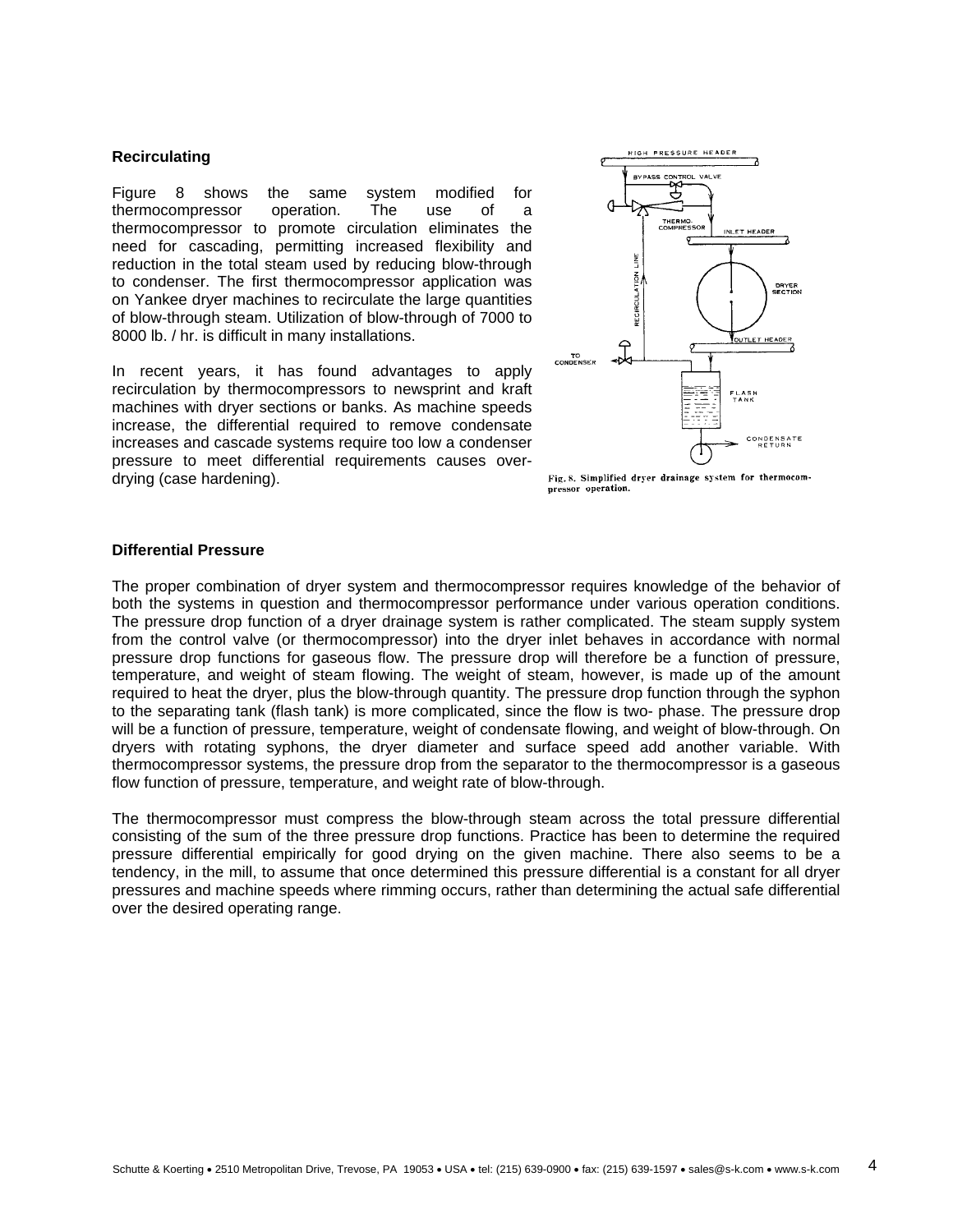### Recirculating

Figure 8 shows the same system modified for thermocompressor operation. The use of a thermocompressor to promote circulation eliminates the need for cascading, permitting increased flexibility and reduction in the total steam used by reducing blow-through to condenser. The first thermocompressor application was on Yankee dryer machines to recirculate the large quantities of blow-through steam. Utilization of blow-through of 7000 to 8000 lb. / hr. is difficult in many installations.

In recent years, it has found advantages to apply recirculation by thermocompressors to newsprint and kraft machines with dryer sections or banks. As machine speeds increase, the differential required to remove condensate increases and cascade systems require too low a condenser pressure to meet differential requirements causes over-drying (case hardening).

Fig. 8. Simplified dryer drainage system for thermocompressor operation.

### Differential Pressure

The proper combination of dryer system and thermocompressor requires knowledge of the behavior of both the systems in question and thermocompressor performance under various operation conditions. The pressure drop function of a dryer drainage system is rather complicated. The steam supply system from the control valve (or thermocompressor) into the dryer inlet behaves in accordance with normal pressure drop functions for gaseous flow. The pressure drop will therefore be a function of pressure, temperature, and weight of steam flowing. The weight of steam, however, is made up of the amount required to heat the dryer, plus the blow-through quantity. The pressure drop function through the syphon to the separating tank (flash tank) is more complicated, since the flow is two- phase. The pressure drop will be a function of pressure, temperature, weight of condensate flowing, and weight of blow-through. On dryers with rotating syphons, the dryer diameter and surface speed add another variable. With thermocompressor systems, the pressure drop from the separator to the thermocompressor is a gaseous flow function of pressure, temperature, and weight rate of blow-through.

The thermocompressor must compress the blow-through steam across the total pressure differential consisting of the sum of the three pressure drop functions. Practice has been to determine the required pressure differential empirically for good drying on the given machine. There also seems to be a tendency, in the mill, to assume that once determined this pressure differential is a constant for all dryer pressures and machine speeds where rimming occurs, rather than determining the actual safe differential over the desired operating range.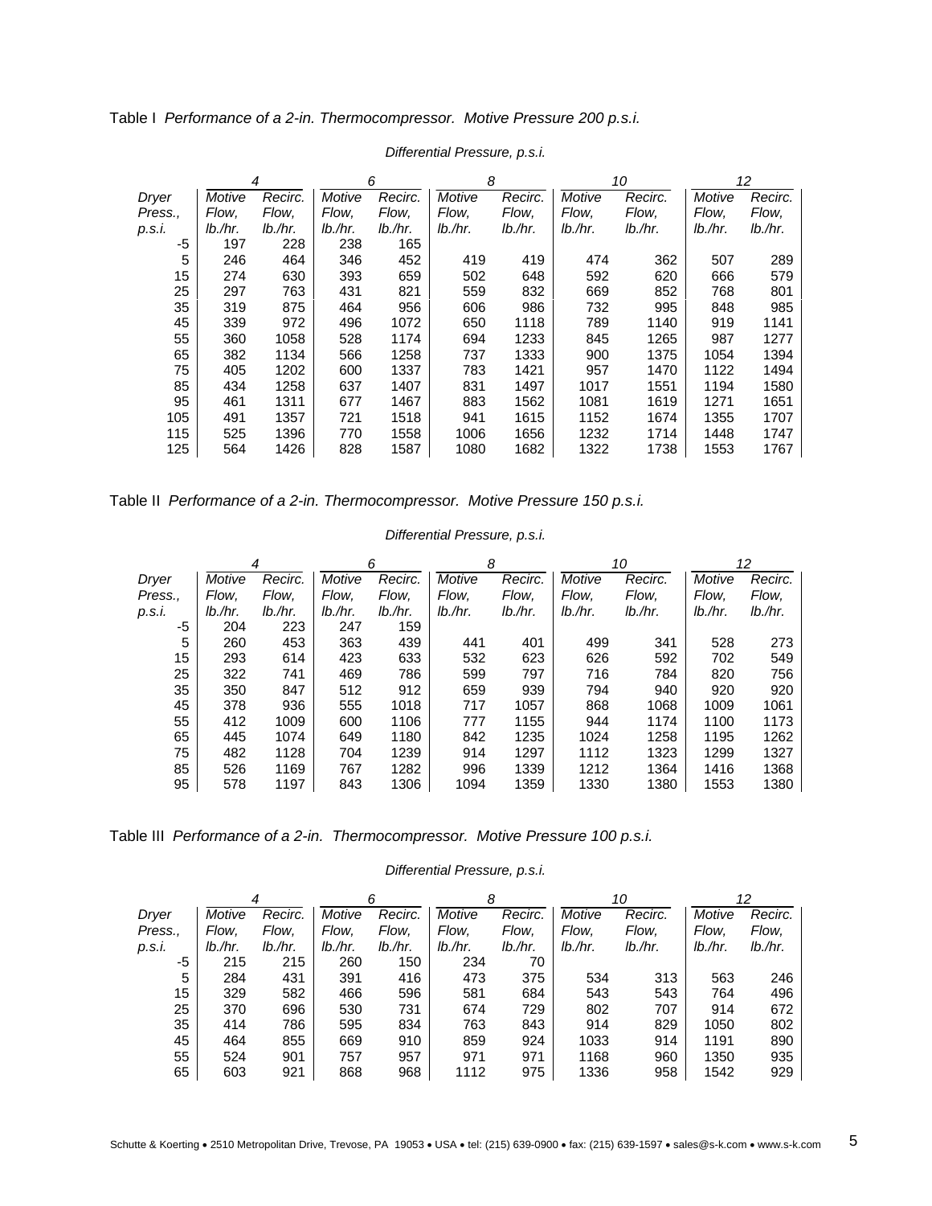Table I *Performance of a 2-in. Thermocompressor. Motive Pressure 200 p.s.i.*

| | *Differential Pressure, p.s.i.* | | | | | | | | | |
|---|---|---|---|---|---|---|---|---|---|---|
| | *4* | | *6* | | *8* | | *10* | | *12* | |
| *Dryer Press., p.s.i.* | *Motive Flow, lb./hr.* | *Recirc. Flow, lb./hr.* | *Motive Flow, lb./hr.* | *Recirc. Flow, lb./hr.* | *Motive Flow, lb./hr.* | *Recirc. Flow, lb./hr.* | *Motive Flow, lb./hr.* | *Recirc. Flow, lb./hr.* | *Motive Flow, lb./hr.* | *Recirc. Flow, lb./hr.* |
| -5 | 197 | 228 | 238 | 165 | | | | | | |
| 5 | 246 | 464 | 346 | 452 | 419 | 419 | 474 | 362 | 507 | 289 |
| 15 | 274 | 630 | 393 | 659 | 502 | 648 | 592 | 620 | 666 | 579 |
| 25 | 297 | 763 | 431 | 821 | 559 | 832 | 669 | 852 | 768 | 801 |
| 35 | 319 | 875 | 464 | 956 | 606 | 986 | 732 | 995 | 848 | 985 |
| 45 | 339 | 972 | 496 | 1072 | 650 | 1118 | 789 | 1140 | 919 | 1141 |
| 55 | 360 | 1058 | 528 | 1174 | 694 | 1233 | 845 | 1265 | 987 | 1277 |
| 65 | 382 | 1134 | 566 | 1258 | 737 | 1333 | 900 | 1375 | 1054 | 1394 |
| 75 | 405 | 1202 | 600 | 1337 | 783 | 1421 | 957 | 1470 | 1122 | 1494 |
| 85 | 434 | 1258 | 637 | 1407 | 831 | 1497 | 1017 | 1551 | 1194 | 1580 |
| 95 | 461 | 1311 | 677 | 1467 | 883 | 1562 | 1081 | 1619 | 1271 | 1651 |
| 105 | 491 | 1357 | 721 | 1518 | 941 | 1615 | 1152 | 1674 | 1355 | 1707 |
| 115 | 525 | 1396 | 770 | 1558 | 1006 | 1656 | 1232 | 1714 | 1448 | 1747 |
| 125 | 564 | 1426 | 828 | 1587 | 1080 | 1682 | 1322 | 1738 | 1553 | 1767 |

Table II *Performance of a 2-in. Thermocompressor. Motive Pressure 150 p.s.i.*

| | *Differential Pressure, p.s.i.* | | | | | | | | | |
|---|---|---|---|---|---|---|---|---|---|---|
| | *4* | | *6* | | *8* | | *10* | | *12* | |
| *Dryer Press., p.s.i.* | *Motive Flow, lb./hr.* | *Recirc. Flow, lb./hr.* | *Motive Flow, lb./hr.* | *Recirc. Flow, lb./hr.* | *Motive Flow, lb./hr.* | *Recirc. Flow, lb./hr.* | *Motive Flow, lb./hr.* | *Recirc. Flow, lb./hr.* | *Motive Flow, lb./hr.* | *Recirc. Flow, lb./hr.* |
| -5 | 204 | 223 | 247 | 159 | | | | | | |
| 5 | 260 | 453 | 363 | 439 | 441 | 401 | 499 | 341 | 528 | 273 |
| 15 | 293 | 614 | 423 | 633 | 532 | 623 | 626 | 592 | 702 | 549 |
| 25 | 322 | 741 | 469 | 786 | 599 | 797 | 716 | 784 | 820 | 756 |
| 35 | 350 | 847 | 512 | 912 | 659 | 939 | 794 | 940 | 920 | 920 |
| 45 | 378 | 936 | 555 | 1018 | 717 | 1057 | 868 | 1068 | 1009 | 1061 |
| 55 | 412 | 1009 | 600 | 1106 | 777 | 1155 | 944 | 1174 | 1100 | 1173 |
| 65 | 445 | 1074 | 649 | 1180 | 842 | 1235 | 1024 | 1258 | 1195 | 1262 |
| 75 | 482 | 1128 | 704 | 1239 | 914 | 1297 | 1112 | 1323 | 1299 | 1327 |
| 85 | 526 | 1169 | 767 | 1282 | 996 | 1339 | 1212 | 1364 | 1416 | 1368 |
| 95 | 578 | 1197 | 843 | 1306 | 1094 | 1359 | 1330 | 1380 | 1553 | 1380 |

Table III *Performance of a 2-in. Thermocompressor. Motive Pressure 100 p.s.i.*

| | *Differential Pressure, p.s.i.* | | | | | | | | | |
|---|---|---|---|---|---|---|---|---|---|---|
| | *4* | | *6* | | *8* | | *10* | | *12* | |
| *Dryer Press., p.s.i.* | *Motive Flow, lb./hr.* | *Recirc. Flow, lb./hr.* | *Motive Flow, lb./hr.* | *Recirc. Flow, lb./hr.* | *Motive Flow, lb./hr.* | *Recirc. Flow, lb./hr.* | *Motive Flow, lb./hr.* | *Recirc. Flow, lb./hr.* | *Motive Flow, lb./hr.* | *Recirc. Flow, lb./hr.* |
| -5 | 215 | 215 | 260 | 150 | 234 | 70 | | | | |
| 5 | 284 | 431 | 391 | 416 | 473 | 375 | 534 | 313 | 563 | 246 |
| 15 | 329 | 582 | 466 | 596 | 581 | 684 | 543 | 543 | 764 | 496 |
| 25 | 370 | 696 | 530 | 731 | 674 | 729 | 802 | 707 | 914 | 672 |
| 35 | 414 | 786 | 595 | 834 | 763 | 843 | 914 | 829 | 1050 | 802 |
| 45 | 464 | 855 | 669 | 910 | 859 | 924 | 1033 | 914 | 1191 | 890 |
| 55 | 524 | 901 | 757 | 957 | 971 | 971 | 1168 | 960 | 1350 | 935 |
| 65 | 603 | 921 | 868 | 968 | 1112 | 975 | 1336 | 958 | 1542 | 929 |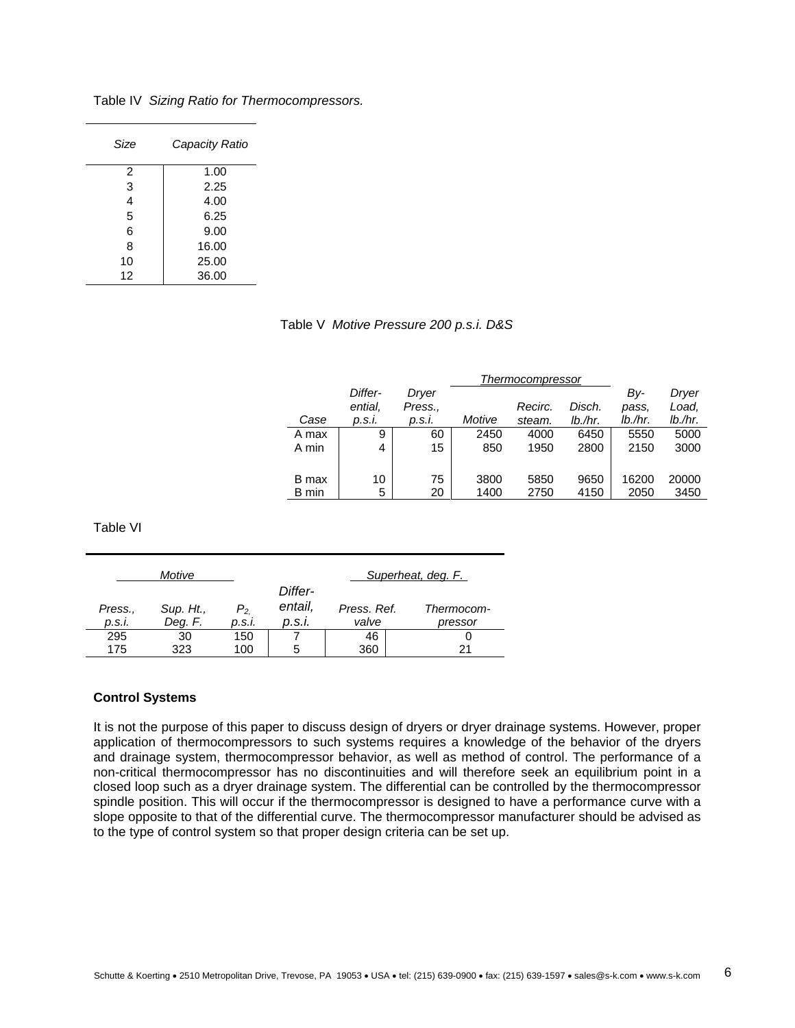Table IV *Sizing Ratio for Thermocompressors.*

| *Size* | *Capacity Ratio* |
|---|---|
| 2 | 1.00 |
| 3 | 2.25 |
| 4 | 4.00 |
| 5 | 6.25 |
| 6 | 9.00 |
| 8 | 16.00 |
| 10 | 25.00 |
| 12 | 36.00 |

Table V *Motive Pressure 200 p.s.i. D&S*

| | | | *Thermocompressor* | | | | |
|---|---|---|---|---|---|---|---|
| *Case* | *Differ-ential, p.s.i.* | *Dryer Press., p.s.i.* | *Motive* | *Recirc. steam.* | *Disch. lb./hr.* | *By-pass, lb./hr.* | *Dryer Load, lb./hr.* |
| A max | 9 | 60 | 2450 | 4000 | 6450 | 5550 | 5000 |
| A min | 4 | 15 | 850 | 1950 | 2800 | 2150 | 3000 |
| B max | 10 | 75 | 3800 | 5850 | 9650 | 16200 | 20000 |
| B min | 5 | 20 | 1400 | 2750 | 4150 | 2050 | 3450 |

Table VI

| *Motive* | | | | *Superheat, deg. F.* | |
|---|---|---|---|---|---|
| *Press., p.s.i.* | *Sup. Ht., Deg. F.* | *$P_2$, p.s.i.* | *Differ-entail, p.s.i.* | *Press. Ref. valve* | *Thermocom-pressor* |
| 295 | 30 | 150 | 7 | 46 | 0 |
| 175 | 323 | 100 | 5 | 360 | 21 |

**Control Systems**

It is not the purpose of this paper to discuss design of dryers or dryer drainage systems. However, proper application of thermocompressors to such systems requires a knowledge of the behavior of the dryers and drainage system, thermocompressor behavior, as well as method of control. The performance of a non-critical thermocompressor has no discontinuities and will therefore seek an equilibrium point in a closed loop such as a dryer drainage system. The differential can be controlled by the thermocompressor spindle position. This will occur if the thermocompressor is designed to have a performance curve with a slope opposite to that of the differential curve. The thermocompressor manufacturer should be advised as to the type of control system so that proper design criteria can be set up.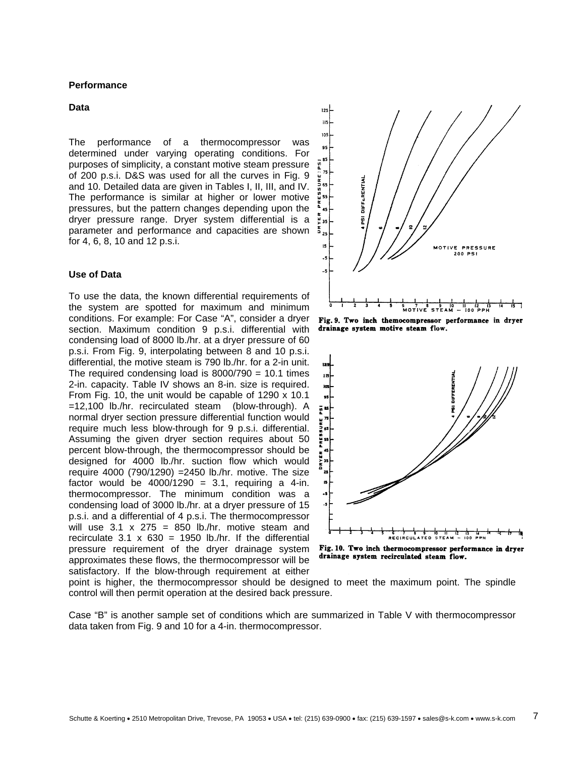### Performance

#### Data

The performance of a thermocompressor was determined under varying operating conditions. For purposes of simplicity, a constant motive steam pressure of 200 p.s.i. D&S was used for all the curves in Fig. 9 and 10. Detailed data are given in Tables I, II, III, and IV. The performance is similar at higher or lower motive pressures, but the pattern changes depending upon the dryer pressure range. Dryer system differential is a parameter and performance and capacities are shown for 4, 6, 8, 10 and 12 p.s.i.

Fig. 9. Two inch themocompressor performance in dryer drainage system motive steam flow.

#### Use of Data

To use the data, the known differential requirements of the system are spotted for maximum and minimum conditions. For example: For Case "A", consider a dryer section. Maximum condition 9 p.s.i. differential with condensing load of 8000 lb./hr. at a dryer pressure of 60 p.s.i. From Fig. 9, interpolating between 8 and 10 p.s.i. differential, the motive steam is 790 lb./hr. for a 2-in unit. The required condensing load is 8000/790 = 10.1 times 2-in. capacity. Table IV shows an 8-in. size is required. From Fig. 10, the unit would be capable of 1290 x 10.1 =12,100 lb./hr. recirculated steam (blow-through). A normal dryer section pressure differential function would require much less blow-through for 9 p.s.i. differential. Assuming the given dryer section requires about 50 percent blow-through, the thermocompressor should be designed for 4000 lb./hr. suction flow which would require 4000 (790/1290) =2450 lb./hr. motive. The size factor would be 4000/1290 = 3.1, requiring a 4-in. thermocompressor. The minimum condition was a condensing load of 3000 lb./hr. at a dryer pressure of 15 p.s.i. and a differential of 4 p.s.i. The thermocompressor will use 3.1 x 275 = 850 lb./hr. motive steam and recirculate 3.1 x 630 = 1950 lb./hr. If the differential pressure requirement of the dryer drainage system approximates these flows, the thermocompressor will be satisfactory. If the blow-through requirement at either point is higher, the thermocompressor should be designed to meet the maximum point. The spindle control will then permit operation at the desired back pressure.

Fig. 10. Two inch thermocompressor performance in dryer drainage system recirculated steam flow.

Case "B" is another sample set of conditions which are summarized in Table V with thermocompressor data taken from Fig. 9 and 10 for a 4-in. thermocompressor.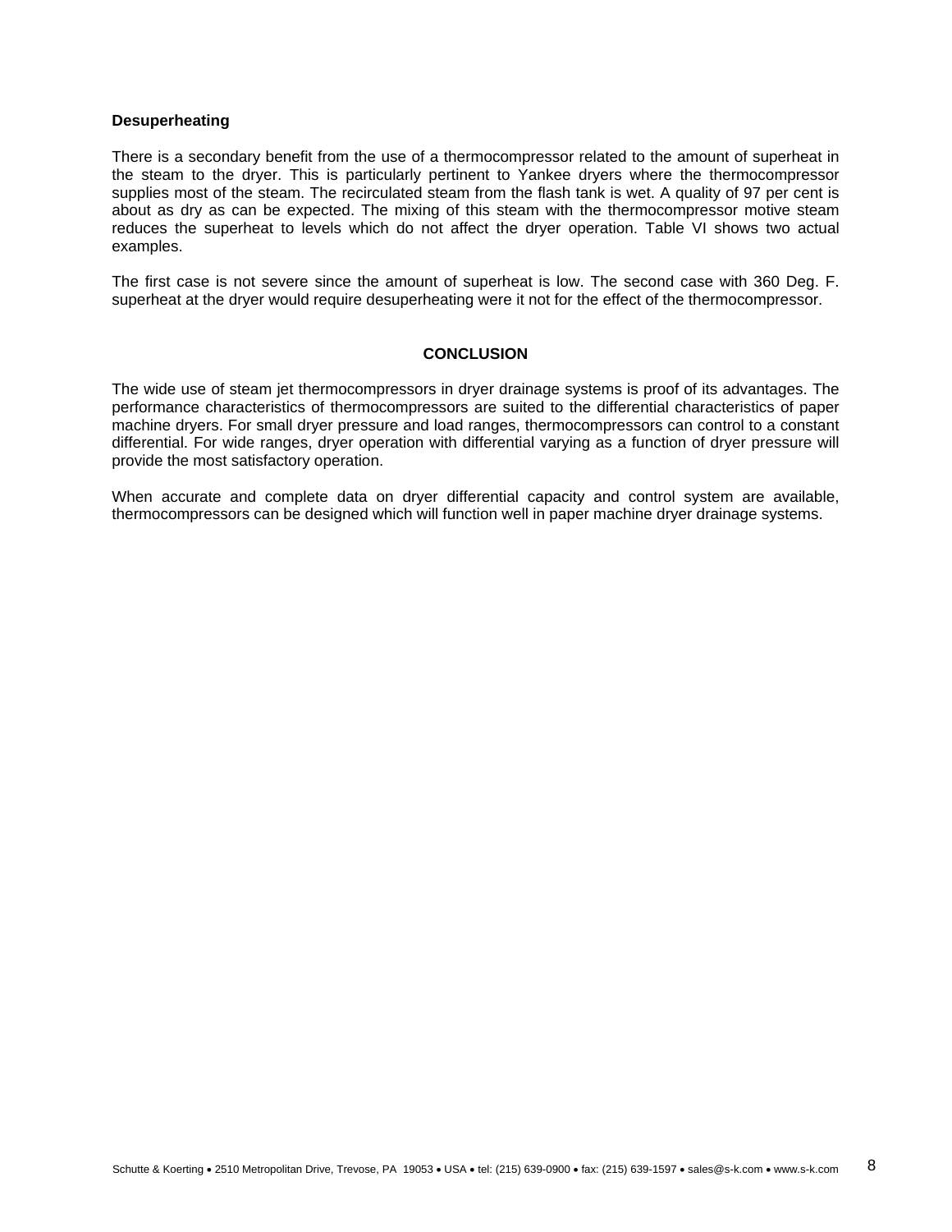### Desuperheating

There is a secondary benefit from the use of a thermocompressor related to the amount of superheat in the steam to the dryer. This is particularly pertinent to Yankee dryers where the thermocompressor supplies most of the steam. The recirculated steam from the flash tank is wet. A quality of 97 per cent is about as dry as can be expected. The mixing of this steam with the thermocompressor motive steam reduces the superheat to levels which do not affect the dryer operation. Table VI shows two actual examples.

The first case is not severe since the amount of superheat is low. The second case with 360 Deg. F. superheat at the dryer would require desuperheating were it not for the effect of the thermocompressor.

## CONCLUSION

The wide use of steam jet thermocompressors in dryer drainage systems is proof of its advantages. The performance characteristics of thermocompressors are suited to the differential characteristics of paper machine dryers. For small dryer pressure and load ranges, thermocompressors can control to a constant differential. For wide ranges, dryer operation with differential varying as a function of dryer pressure will provide the most satisfactory operation.

When accurate and complete data on dryer differential capacity and control system are available, thermocompressors can be designed which will function well in paper machine dryer drainage systems.